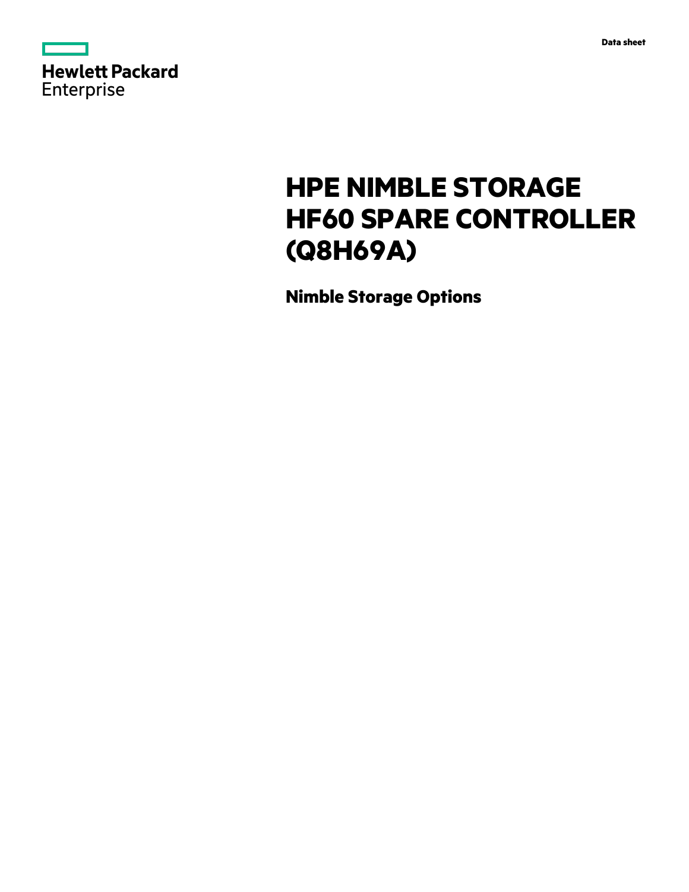Hewlett Packard Enterprise

Data sheet

# HPE NIMBLE STORAGE HF60 SPARE CONTROLLER (Q8H69A)

## Nimble Storage Options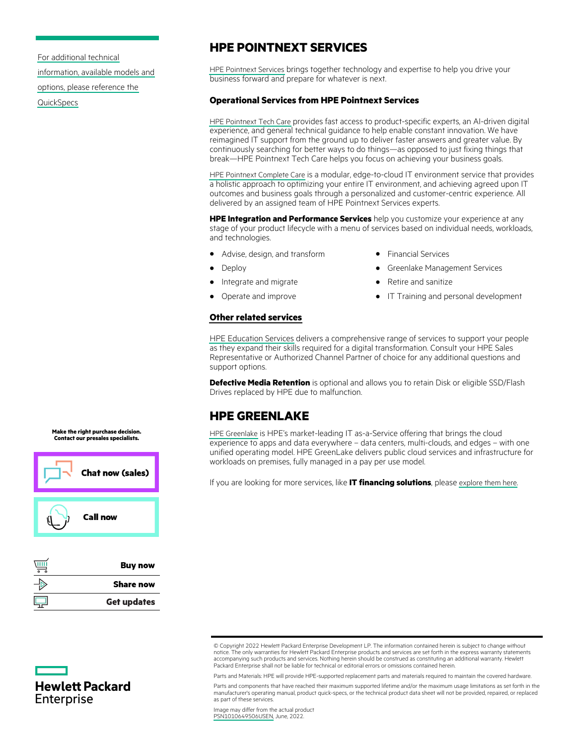For additional technical information, available models and options, please reference the QuickSpecs

## HPE POINTNEXT SERVICES

HPE Pointnext Services brings together technology and expertise to help you drive your business forward and prepare for whatever is next.

### Operational Services from HPE Pointnext Services

HPE Pointnext Tech Care provides fast access to product-specific experts, an AI-driven digital experience, and general technical guidance to help enable constant innovation. We have reimagined IT support from the ground up to deliver faster answers and greater value. By continuously searching for better ways to do things—as opposed to just fixing things that break—HPE Pointnext Tech Care helps you focus on achieving your business goals.

HPE Pointnext Complete Care is a modular, edge-to-cloud IT environment service that provides a holistic approach to optimizing your entire IT environment, and achieving agreed upon IT outcomes and business goals through a personalized and customer-centric experience. All delivered by an assigned team of HPE Pointnext Services experts.

**HPE Integration and Performance Services** help you customize your experience at any stage of your product lifecycle with a menu of services based on individual needs, workloads, and technologies.

- Advise, design, and transform
- Deploy
- Integrate and migrate
- Operate and improve
- Financial Services
- Greenlake Management Services
- Retire and sanitize
- IT Training and personal development

### Other related services

HPE Education Services delivers a comprehensive range of services to support your people as they expand their skills required for a digital transformation. Consult your HPE Sales Representative or Authorized Channel Partner of choice for any additional questions and support options.

**Defective Media Retention** is optional and allows you to retain Disk or eligible SSD/Flash Drives replaced by HPE due to malfunction.

## HPE GREENLAKE

HPE Greenlake is HPE's market-leading IT as-a-Service offering that brings the cloud experience to apps and data everywhere – data centers, multi-clouds, and edges – with one unified operating model. HPE GreenLake delivers public cloud services and infrastructure for workloads on premises, fully managed in a pay per use model.

If you are looking for more services, like **IT financing solutions**, please explore them here.

**Make the right purchase decision. Contact our presales specialists.**

**Chat now (sales)**

**Call now**

**Buy now**

**Share now**

**Get updates**

Hewlett Packard Enterprise

© Copyright 2022 Hewlett Packard Enterprise Development LP. The information contained herein is subject to change without notice. The only warranties for Hewlett Packard Enterprise products and services are set forth in the express warranty statements accompanying such products and services. Nothing herein should be construed as constituting an additional warranty. Hewlett Packard Enterprise shall not be liable for technical or editorial errors or omissions contained herein.

Parts and Materials: HPE will provide HPE-supported replacement parts and materials required to maintain the covered hardware.

Parts and components that have reached their maximum supported lifetime and/or the maximum usage limitations as set forth in the manufacturer's operating manual, product quick-specs, or the technical product data sheet will not be provided, repaired, or replaced as part of these services.

Image may differ from the actual product
PSN1010649506USEN, June, 2022.